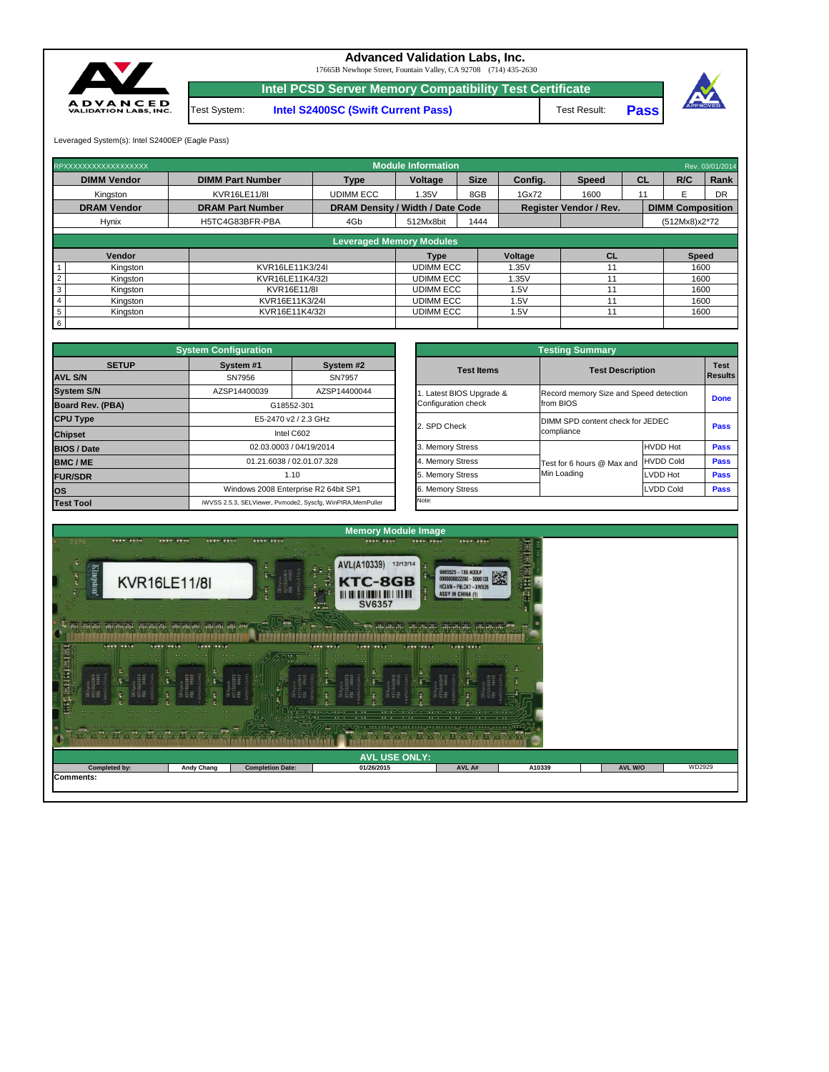# Advanced Validation Labs, Inc.

17665B Newhope Street, Fountain Valley, CA 92708 (714) 435-2630

## Intel PCSD Server Memory Compatibility Test Certificate

| Test System: | Intel S2400SC (Swift Current Pass) | Test Result: | Pass |
|---|---|---|---|

Leveraged System(s): Intel S2400EP (Eagle Pass)

### Module Information

RPXXXXXXXXXXXXXXXXXX — Rev. 03/01/2014

| DIMM Vendor | DIMM Part Number | Type | Voltage | Size | Config. | Speed | CL | R/C | Rank |
|---|---|---|---|---|---|---|---|---|---|
| Kingston | KVR16LE11/8I | UDIMM ECC | 1.35V | 8GB | 1Gx72 | 1600 | 11 | E | DR |

| DRAM Vendor | DRAM Part Number | DRAM Density / Width / Date Code | | | Register Vendor / Rev. | | DIMM Composition |
|---|---|---|---|---|---|---|---|
| Hynix | H5TC4G83BFR-PBA | 4Gb | 512Mx8bit | 1444 | | | (512Mx8)x2*72 |

### Leveraged Memory Modules

| # | Vendor | | Type | Voltage | CL | Speed |
|---|---|---|---|---|---|---|
| 1 | Kingston | KVR16LE11K3/24I | UDIMM ECC | 1.35V | 11 | 1600 |
| 2 | Kingston | KVR16LE11K4/32I | UDIMM ECC | 1.35V | 11 | 1600 |
| 3 | Kingston | KVR16E11/8I | UDIMM ECC | 1.5V | 11 | 1600 |
| 4 | Kingston | KVR16E11K3/24I | UDIMM ECC | 1.5V | 11 | 1600 |
| 5 | Kingston | KVR16E11K4/32I | UDIMM ECC | 1.5V | 11 | 1600 |
| 6 | | | | | | |

### System Configuration

| SETUP | System #1 | System #2 |
|---|---|---|
| AVL S/N | SN7956 | SN7957 |
| System S/N | AZSP14400039 | AZSP14400044 |
| Board Rev. (PBA) | G18552-301 | |
| CPU Type | E5-2470 v2 / 2.3 GHz | |
| Chipset | Intel C602 | |
| BIOS / Date | 02.03.0003 / 04/19/2014 | |
| BMC / ME | 01.21.6038 / 02.01.07.328 | |
| FUR/SDR | 1.10 | |
| OS | Windows 2008 Enterprise R2 64bit SP1 | |
| Test Tool | iWVSS 2.5.3, SELViewer, Pvmode2, Syscfg, WinPIRA,MemPuller | |

### Testing Summary

| Test Items | Test Description | | Test Results |
|---|---|---|---|
| 1. Latest BIOS Upgrade & Configuration check | Record memory Size and Speed detection from BIOS | | Done |
| 2. SPD Check | DIMM SPD content check for JEDEC compliance | | Pass |
| 3. Memory Stress | Test for 6 hours @ Max and Min Loading | HVDD Hot | Pass |
| 4. Memory Stress | | HVDD Cold | Pass |
| 5. Memory Stress | | LVDD Hot | Pass |
| 6. Memory Stress | | LVDD Cold | Pass |

Note:

### Memory Module Image

### AVL USE ONLY:

| Completed by: | Andy Chang | Completion Date: | 01/26/2015 | AVL A# | A10339 | AVL W/O | WD2929 |
|---|---|---|---|---|---|---|---|

Comments: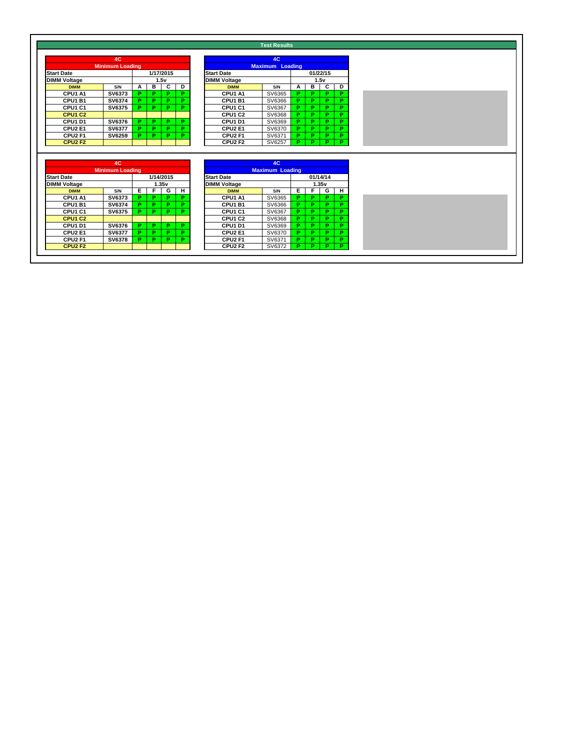## Test Results

| 4C Minimum Loading | | | | | |
|---|---|---|---|---|---|
| Start Date | | 1/17/2015 | | | |
| DIMM Voltage | | 1.5v | | | |
| DIMM | S/N | A | B | C | D |
| CPU1 A1 | SV6373 | P | P | P | P |
| CPU1 B1 | SV6374 | P | P | P | P |
| CPU1 C1 | SV6375 | P | P | P | P |
| CPU1 C2 | | | | | |
| CPU1 D1 | SV6376 | P | P | P | P |
| CPU2 E1 | SV6377 | P | P | P | P |
| CPU2 F1 | SV6259 | P | P | P | P |
| CPU2 F2 | | | | | |

| 4C Maximum Loading | | | | | |
|---|---|---|---|---|---|
| Start Date | | 01/22/15 | | | |
| DIMM Voltage | | 1.5v | | | |
| DIMM | S/N | A | B | C | D |
| CPU1 A1 | SV6365 | P | P | P | P |
| CPU1 B1 | SV6366 | P | P | P | P |
| CPU1 C1 | SV6367 | P | P | P | P |
| CPU1 C2 | SV6368 | P | P | P | P |
| CPU1 D1 | SV6369 | P | P | P | P |
| CPU2 E1 | SV6370 | P | P | P | P |
| CPU2 F1 | SV6371 | P | P | P | P |
| CPU2 F2 | SV6257 | P | P | P | P |

| 4C Minimum Loading | | | | | |
|---|---|---|---|---|---|
| Start Date | | 1/14/2015 | | | |
| DIMM Voltage | | 1.35v | | | |
| DIMM | S/N | E | F | G | H |
| CPU1 A1 | SV6373 | P | P | P | P |
| CPU1 B1 | SV6374 | P | P | P | P |
| CPU1 C1 | SV6375 | P | P | P | P |
| CPU1 C2 | | | | | |
| CPU1 D1 | SV6376 | P | P | P | P |
| CPU2 E1 | SV6377 | P | P | P | P |
| CPU2 F1 | SV6378 | P | P | P | P |
| CPU2 F2 | | | | | |

| 4C Maximum Loading | | | | | |
|---|---|---|---|---|---|
| Start Date | | 01/14/14 | | | |
| DIMM Voltage | | 1.35v | | | |
| DIMM | S/N | E | F | G | H |
| CPU1 A1 | SV6365 | P | P | P | P |
| CPU1 B1 | SV6366 | P | P | P | P |
| CPU1 C1 | SV6367 | P | P | P | P |
| CPU1 C2 | SV6368 | P | P | P | P |
| CPU1 D1 | SV6369 | P | P | P | P |
| CPU2 E1 | SV6370 | P | P | P | P |
| CPU2 F1 | SV6371 | P | P | P | P |
| CPU2 F2 | SV6372 | P | P | P | P |